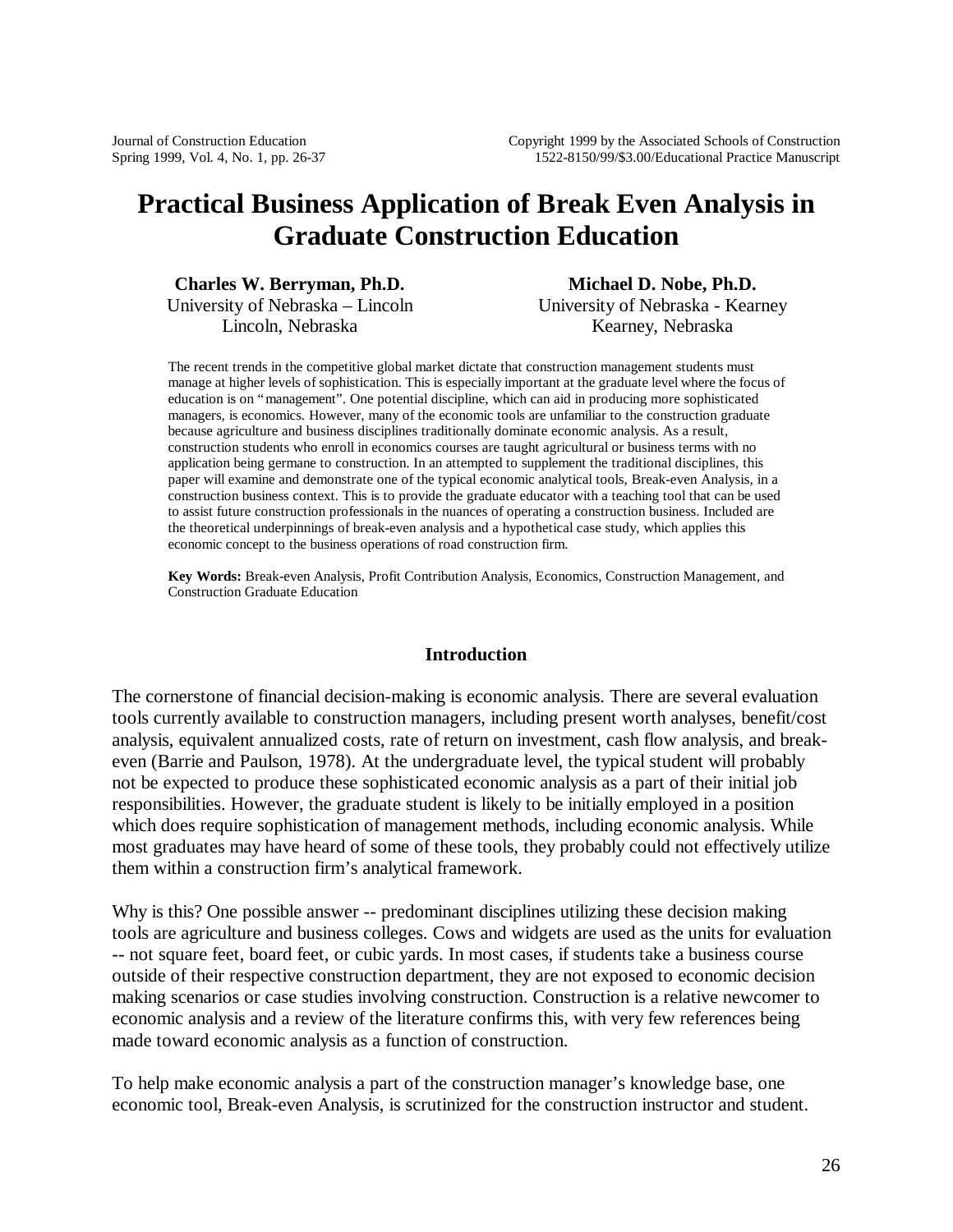# Practical Business Application of Break Even Analysis in Graduate Construction Education

**Charles W. Berryman, Ph.D.**
University of Nebraska – Lincoln
Lincoln, Nebraska

**Michael D. Nobe, Ph.D.**
University of Nebraska - Kearney
Kearney, Nebraska

The recent trends in the competitive global market dictate that construction management students must manage at higher levels of sophistication. This is especially important at the graduate level where the focus of education is on "management". One potential discipline, which can aid in producing more sophisticated managers, is economics. However, many of the economic tools are unfamiliar to the construction graduate because agriculture and business disciplines traditionally dominate economic analysis. As a result, construction students who enroll in economics courses are taught agricultural or business terms with no application being germane to construction. In an attempted to supplement the traditional disciplines, this paper will examine and demonstrate one of the typical economic analytical tools, Break-even Analysis, in a construction business context. This is to provide the graduate educator with a teaching tool that can be used to assist future construction professionals in the nuances of operating a construction business. Included are the theoretical underpinnings of break-even analysis and a hypothetical case study, which applies this economic concept to the business operations of road construction firm.

**Key Words:** Break-even Analysis, Profit Contribution Analysis, Economics, Construction Management, and Construction Graduate Education

## Introduction

The cornerstone of financial decision-making is economic analysis. There are several evaluation tools currently available to construction managers, including present worth analyses, benefit/cost analysis, equivalent annualized costs, rate of return on investment, cash flow analysis, and break-even (Barrie and Paulson, 1978). At the undergraduate level, the typical student will probably not be expected to produce these sophisticated economic analysis as a part of their initial job responsibilities. However, the graduate student is likely to be initially employed in a position which does require sophistication of management methods, including economic analysis. While most graduates may have heard of some of these tools, they probably could not effectively utilize them within a construction firm's analytical framework.

Why is this? One possible answer -- predominant disciplines utilizing these decision making tools are agriculture and business colleges. Cows and widgets are used as the units for evaluation -- not square feet, board feet, or cubic yards. In most cases, if students take a business course outside of their respective construction department, they are not exposed to economic decision making scenarios or case studies involving construction. Construction is a relative newcomer to economic analysis and a review of the literature confirms this, with very few references being made toward economic analysis as a function of construction.

To help make economic analysis a part of the construction manager's knowledge base, one economic tool, Break-even Analysis, is scrutinized for the construction instructor and student.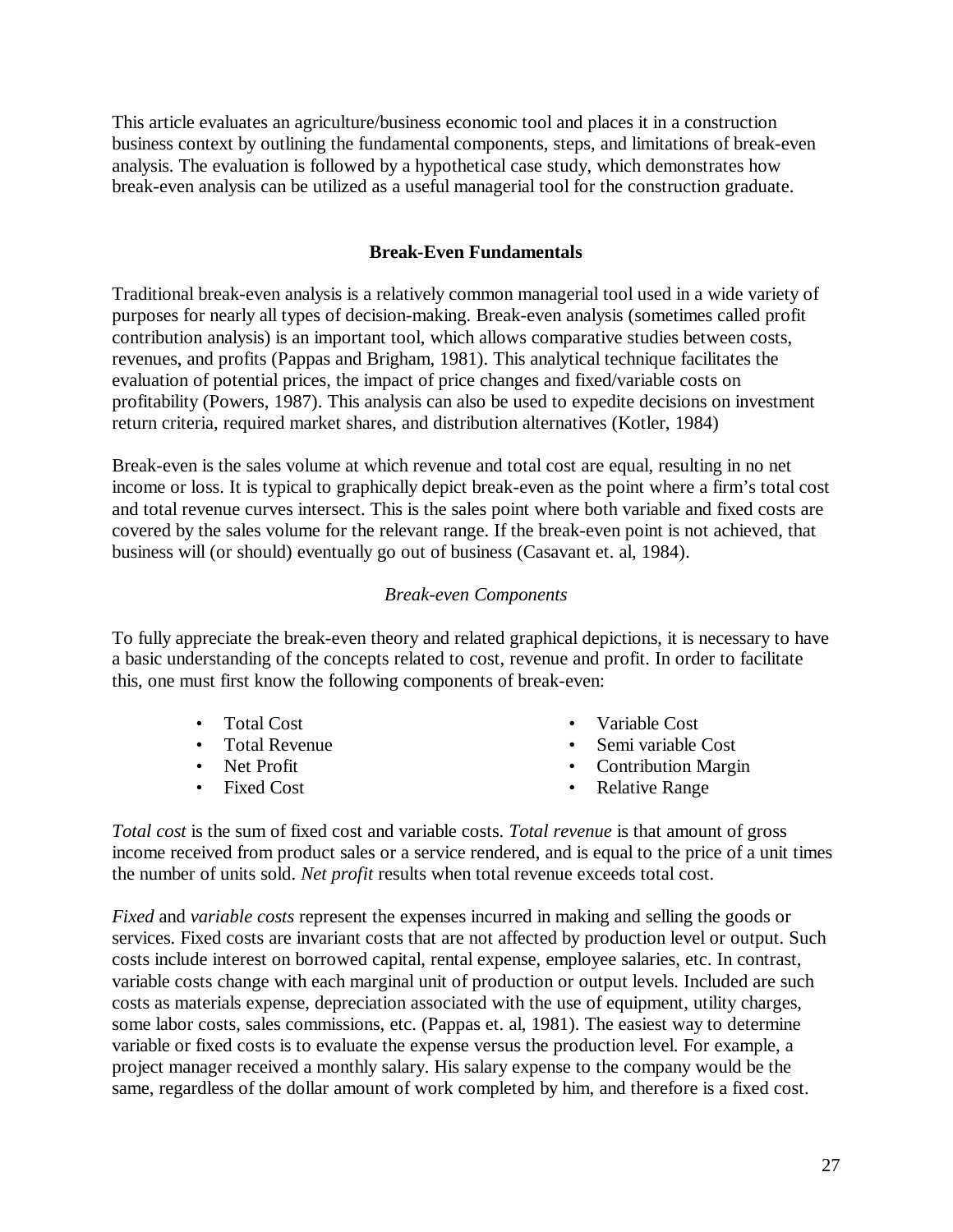This article evaluates an agriculture/business economic tool and places it in a construction business context by outlining the fundamental components, steps, and limitations of break-even analysis. The evaluation is followed by a hypothetical case study, which demonstrates how break-even analysis can be utilized as a useful managerial tool for the construction graduate.

## Break-Even Fundamentals

Traditional break-even analysis is a relatively common managerial tool used in a wide variety of purposes for nearly all types of decision-making. Break-even analysis (sometimes called profit contribution analysis) is an important tool, which allows comparative studies between costs, revenues, and profits (Pappas and Brigham, 1981). This analytical technique facilitates the evaluation of potential prices, the impact of price changes and fixed/variable costs on profitability (Powers, 1987). This analysis can also be used to expedite decisions on investment return criteria, required market shares, and distribution alternatives (Kotler, 1984)

Break-even is the sales volume at which revenue and total cost are equal, resulting in no net income or loss. It is typical to graphically depict break-even as the point where a firm's total cost and total revenue curves intersect. This is the sales point where both variable and fixed costs are covered by the sales volume for the relevant range. If the break-even point is not achieved, that business will (or should) eventually go out of business (Casavant et. al, 1984).

### *Break-even Components*

To fully appreciate the break-even theory and related graphical depictions, it is necessary to have a basic understanding of the concepts related to cost, revenue and profit. In order to facilitate this, one must first know the following components of break-even:

- Total Cost
- Total Revenue
- Net Profit
- Fixed Cost
- Variable Cost
- Semi variable Cost
- Contribution Margin
- Relative Range

*Total cost* is the sum of fixed cost and variable costs. *Total revenue* is that amount of gross income received from product sales or a service rendered, and is equal to the price of a unit times the number of units sold. *Net profit* results when total revenue exceeds total cost.

*Fixed* and *variable costs* represent the expenses incurred in making and selling the goods or services. Fixed costs are invariant costs that are not affected by production level or output. Such costs include interest on borrowed capital, rental expense, employee salaries, etc. In contrast, variable costs change with each marginal unit of production or output levels. Included are such costs as materials expense, depreciation associated with the use of equipment, utility charges, some labor costs, sales commissions, etc. (Pappas et. al, 1981). The easiest way to determine variable or fixed costs is to evaluate the expense versus the production level. For example, a project manager received a monthly salary. His salary expense to the company would be the same, regardless of the dollar amount of work completed by him, and therefore is a fixed cost.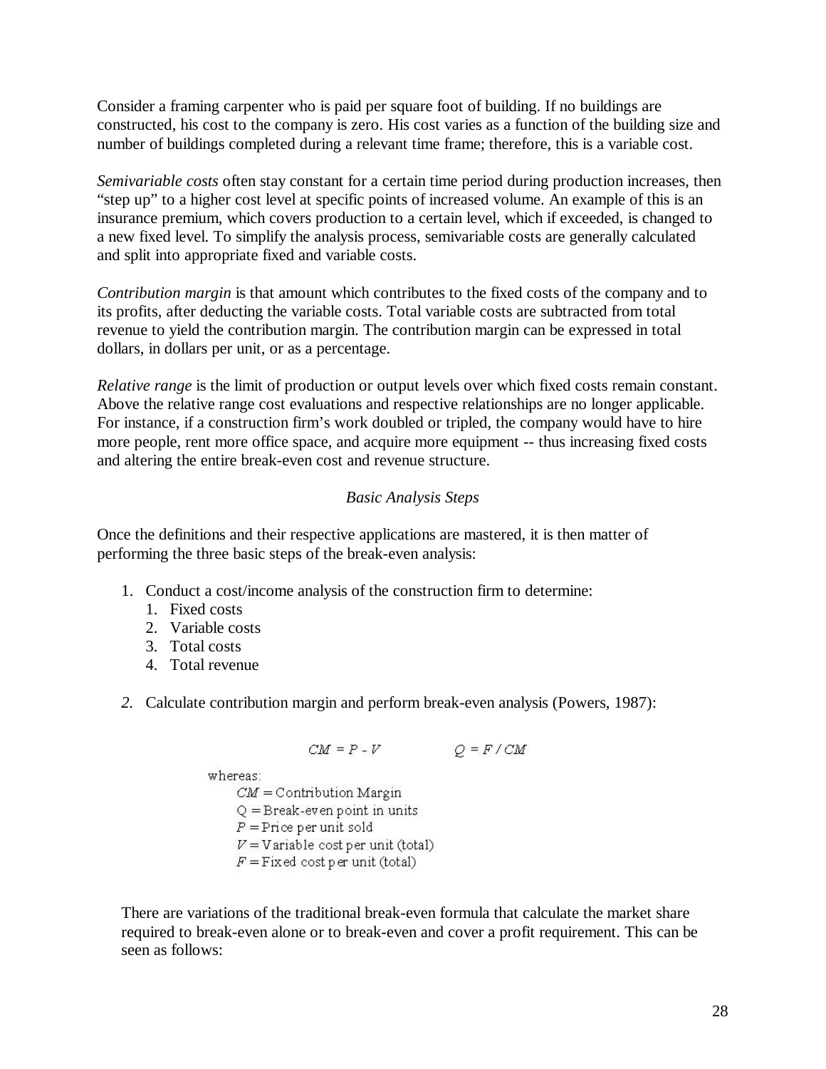Consider a framing carpenter who is paid per square foot of building. If no buildings are constructed, his cost to the company is zero. His cost varies as a function of the building size and number of buildings completed during a relevant time frame; therefore, this is a variable cost.

*Semivariable costs* often stay constant for a certain time period during production increases, then "step up" to a higher cost level at specific points of increased volume. An example of this is an insurance premium, which covers production to a certain level, which if exceeded, is changed to a new fixed level. To simplify the analysis process, semivariable costs are generally calculated and split into appropriate fixed and variable costs.

*Contribution margin* is that amount which contributes to the fixed costs of the company and to its profits, after deducting the variable costs. Total variable costs are subtracted from total revenue to yield the contribution margin. The contribution margin can be expressed in total dollars, in dollars per unit, or as a percentage.

*Relative range* is the limit of production or output levels over which fixed costs remain constant. Above the relative range cost evaluations and respective relationships are no longer applicable. For instance, if a construction firm's work doubled or tripled, the company would have to hire more people, rent more office space, and acquire more equipment -- thus increasing fixed costs and altering the entire break-even cost and revenue structure.

*Basic Analysis Steps*

Once the definitions and their respective applications are mastered, it is then matter of performing the three basic steps of the break-even analysis:

1. Conduct a cost/income analysis of the construction firm to determine:
   1. Fixed costs
   2. Variable costs
   3. Total costs
   4. Total revenue

2. Calculate contribution margin and perform break-even analysis (Powers, 1987):

$$CM = P - V \qquad\qquad Q = F / CM$$

whereas:
- $CM$ = Contribution Margin
- $Q$ = Break-even point in units
- $P$ = Price per unit sold
- $V$ = Variable cost per unit (total)
- $F$ = Fixed cost per unit (total)

There are variations of the traditional break-even formula that calculate the market share required to break-even alone or to break-even and cover a profit requirement. This can be seen as follows: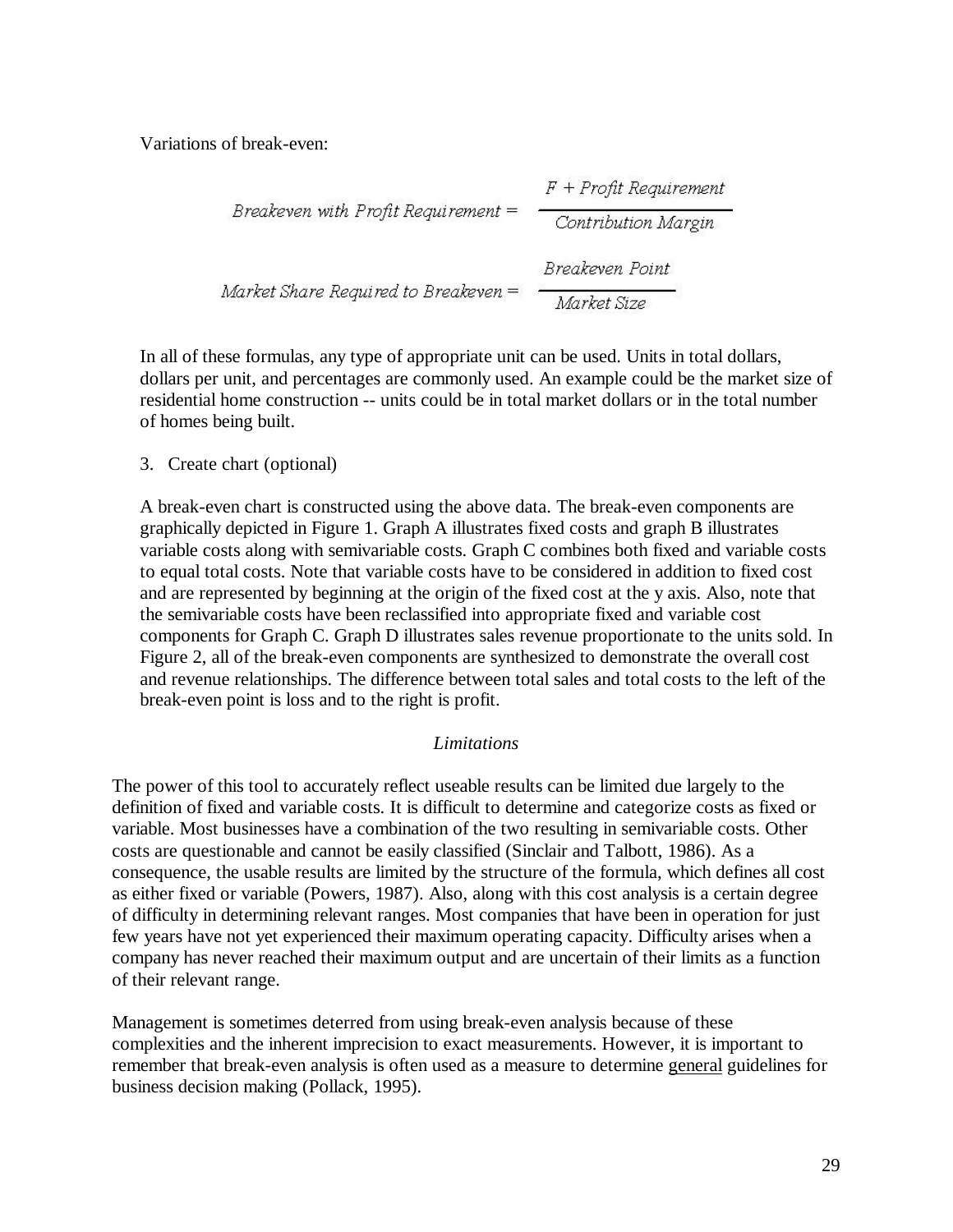Variations of break-even:

$$\text{Breakeven with Profit Requirement} = \frac{F + \text{Profit Requirement}}{\text{Contribution Margin}}$$

$$\text{Market Share Required to Breakeven} = \frac{\text{Breakeven Point}}{\text{Market Size}}$$

In all of these formulas, any type of appropriate unit can be used. Units in total dollars, dollars per unit, and percentages are commonly used. An example could be the market size of residential home construction -- units could be in total market dollars or in the total number of homes being built.

3. Create chart (optional)

A break-even chart is constructed using the above data. The break-even components are graphically depicted in Figure 1. Graph A illustrates fixed costs and graph B illustrates variable costs along with semivariable costs. Graph C combines both fixed and variable costs to equal total costs. Note that variable costs have to be considered in addition to fixed cost and are represented by beginning at the origin of the fixed cost at the y axis. Also, note that the semivariable costs have been reclassified into appropriate fixed and variable cost components for Graph C. Graph D illustrates sales revenue proportionate to the units sold. In Figure 2, all of the break-even components are synthesized to demonstrate the overall cost and revenue relationships. The difference between total sales and total costs to the left of the break-even point is loss and to the right is profit.

### *Limitations*

The power of this tool to accurately reflect useable results can be limited due largely to the definition of fixed and variable costs. It is difficult to determine and categorize costs as fixed or variable. Most businesses have a combination of the two resulting in semivariable costs. Other costs are questionable and cannot be easily classified (Sinclair and Talbott, 1986). As a consequence, the usable results are limited by the structure of the formula, which defines all cost as either fixed or variable (Powers, 1987). Also, along with this cost analysis is a certain degree of difficulty in determining relevant ranges. Most companies that have been in operation for just few years have not yet experienced their maximum operating capacity. Difficulty arises when a company has never reached their maximum output and are uncertain of their limits as a function of their relevant range.

Management is sometimes deterred from using break-even analysis because of these complexities and the inherent imprecision to exact measurements. However, it is important to remember that break-even analysis is often used as a measure to determine <u>general</u> guidelines for business decision making (Pollack, 1995).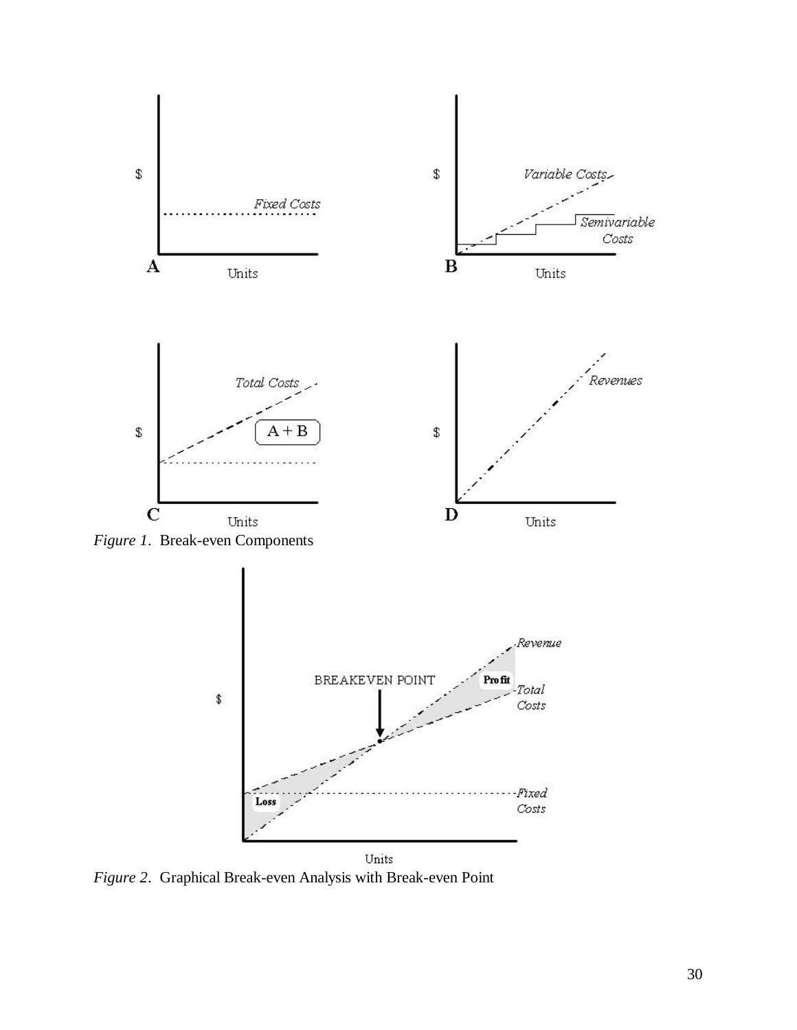*Figure 1*. Break-even Components

*Figure 2*. Graphical Break-even Analysis with Break-even Point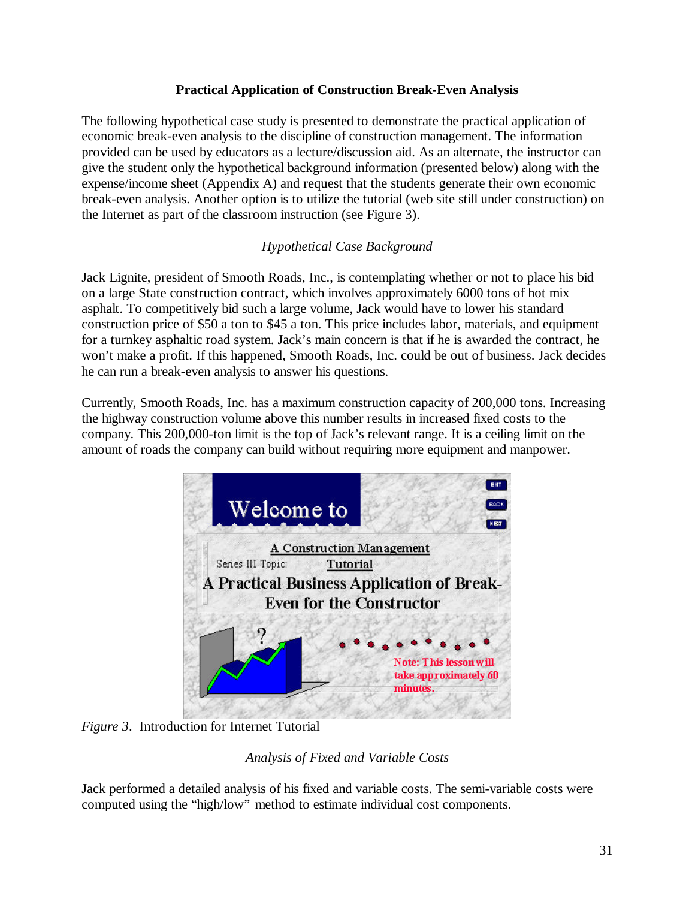## Practical Application of Construction Break-Even Analysis

The following hypothetical case study is presented to demonstrate the practical application of economic break-even analysis to the discipline of construction management. The information provided can be used by educators as a lecture/discussion aid. As an alternate, the instructor can give the student only the hypothetical background information (presented below) along with the expense/income sheet (Appendix A) and request that the students generate their own economic break-even analysis. Another option is to utilize the tutorial (web site still under construction) on the Internet as part of the classroom instruction (see Figure 3).

### *Hypothetical Case Background*

Jack Lignite, president of Smooth Roads, Inc., is contemplating whether or not to place his bid on a large State construction contract, which involves approximately 6000 tons of hot mix asphalt. To competitively bid such a large volume, Jack would have to lower his standard construction price of $50 a ton to $45 a ton. This price includes labor, materials, and equipment for a turnkey asphaltic road system. Jack's main concern is that if he is awarded the contract, he won't make a profit. If this happened, Smooth Roads, Inc. could be out of business. Jack decides he can run a break-even analysis to answer his questions.

Currently, Smooth Roads, Inc. has a maximum construction capacity of 200,000 tons. Increasing the highway construction volume above this number results in increased fixed costs to the company. This 200,000-ton limit is the top of Jack's relevant range. It is a ceiling limit on the amount of roads the company can build without requiring more equipment and manpower.

*Figure 3*. Introduction for Internet Tutorial

### *Analysis of Fixed and Variable Costs*

Jack performed a detailed analysis of his fixed and variable costs. The semi-variable costs were computed using the "high/low" method to estimate individual cost components.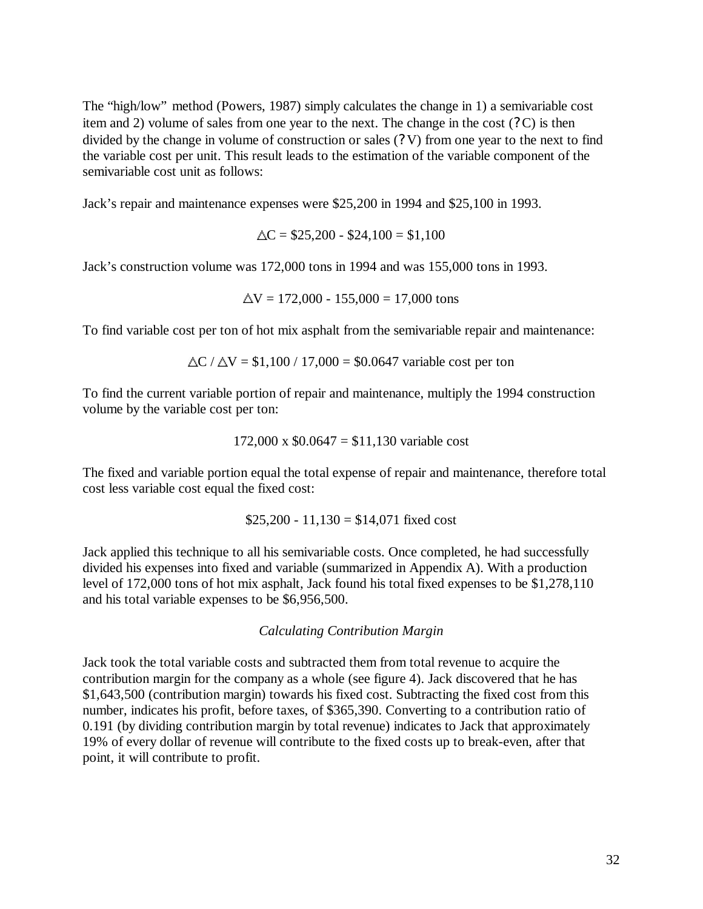The "high/low" method (Powers, 1987) simply calculates the change in 1) a semivariable cost item and 2) volume of sales from one year to the next. The change in the cost (?C) is then divided by the change in volume of construction or sales (?V) from one year to the next to find the variable cost per unit. This result leads to the estimation of the variable component of the semivariable cost unit as follows:

Jack's repair and maintenance expenses were $25,200 in 1994 and $25,100 in 1993.

$$\Delta C = \$25{,}200 - \$24{,}100 = \$1{,}100$$

Jack's construction volume was 172,000 tons in 1994 and was 155,000 tons in 1993.

$$\Delta V = 172{,}000 - 155{,}000 = 17{,}000 \text{ tons}$$

To find variable cost per ton of hot mix asphalt from the semivariable repair and maintenance:

$$\Delta C / \Delta V = \$1{,}100 / 17{,}000 = \$0.0647 \text{ variable cost per ton}$$

To find the current variable portion of repair and maintenance, multiply the 1994 construction volume by the variable cost per ton:

$$172{,}000 \text{ x } \$0.0647 = \$11{,}130 \text{ variable cost}$$

The fixed and variable portion equal the total expense of repair and maintenance, therefore total cost less variable cost equal the fixed cost:

$$\$25{,}200 - 11{,}130 = \$14{,}071 \text{ fixed cost}$$

Jack applied this technique to all his semivariable costs. Once completed, he had successfully divided his expenses into fixed and variable (summarized in Appendix A). With a production level of 172,000 tons of hot mix asphalt, Jack found his total fixed expenses to be $1,278,110 and his total variable expenses to be $6,956,500.

*Calculating Contribution Margin*

Jack took the total variable costs and subtracted them from total revenue to acquire the contribution margin for the company as a whole (see figure 4). Jack discovered that he has $1,643,500 (contribution margin) towards his fixed cost. Subtracting the fixed cost from this number, indicates his profit, before taxes, of $365,390. Converting to a contribution ratio of 0.191 (by dividing contribution margin by total revenue) indicates to Jack that approximately 19% of every dollar of revenue will contribute to the fixed costs up to break-even, after that point, it will contribute to profit.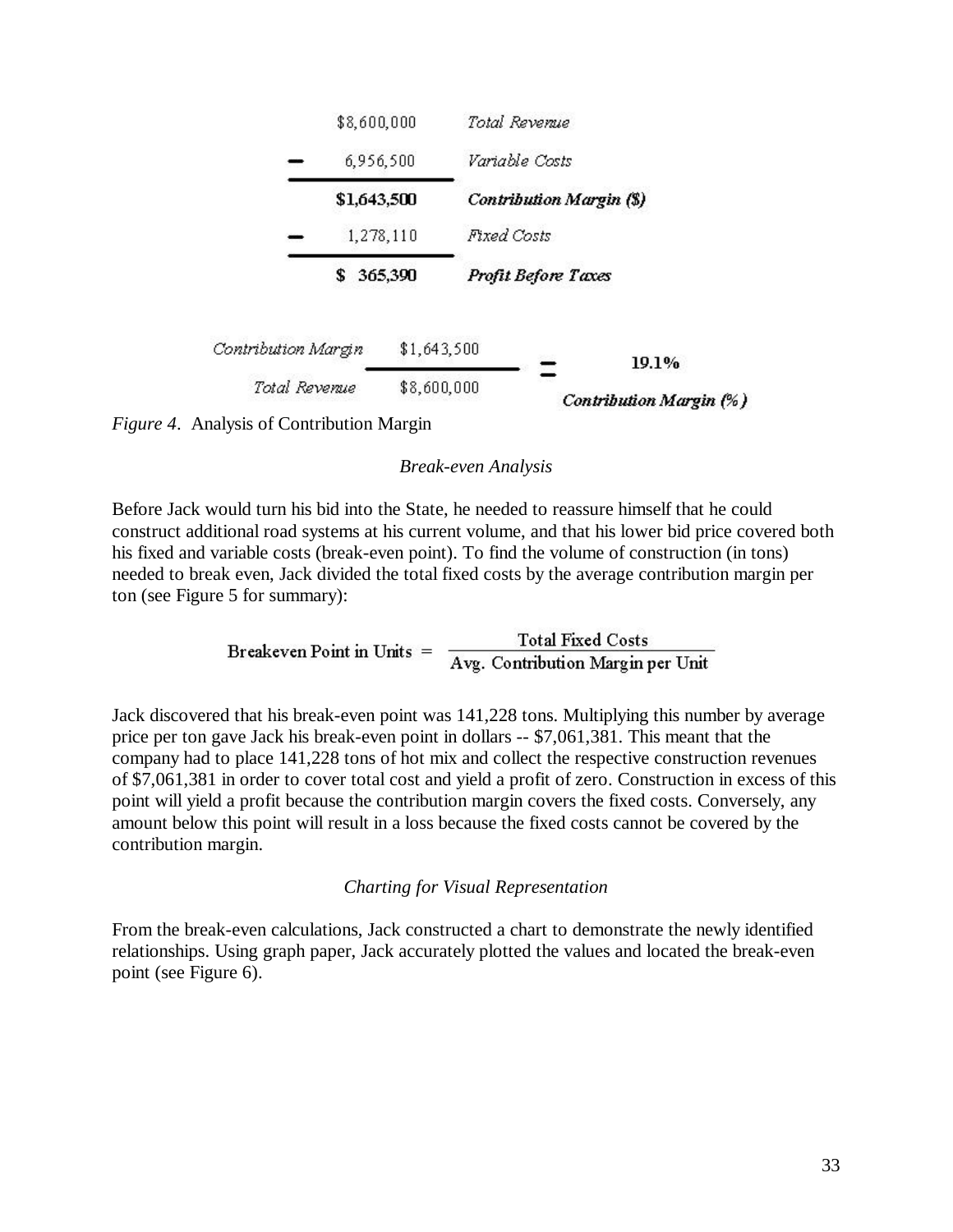| | |
|---|---|
| $8,600,000 | *Total Revenue* |
| − 6,956,500 | *Variable Costs* |
| **$1,643,500** | ***Contribution Margin ($)*** |
| − 1,278,110 | *Fixed Costs* |
| **$ 365,390** | ***Profit Before Taxes*** |

$$\frac{\text{Contribution Margin} \quad \$1,643,500}{\text{Total Revenue} \quad \$8,600,000} = 19.1\% \text{ Contribution Margin (\%)}$$

*Figure 4*. Analysis of Contribution Margin

*Break-even Analysis*

Before Jack would turn his bid into the State, he needed to reassure himself that he could construct additional road systems at his current volume, and that his lower bid price covered both his fixed and variable costs (break-even point). To find the volume of construction (in tons) needed to break even, Jack divided the total fixed costs by the average contribution margin per ton (see Figure 5 for summary):

$$\text{Breakeven Point in Units} = \frac{\text{Total Fixed Costs}}{\text{Avg. Contribution Margin per Unit}}$$

Jack discovered that his break-even point was 141,228 tons. Multiplying this number by average price per ton gave Jack his break-even point in dollars -- $7,061,381. This meant that the company had to place 141,228 tons of hot mix and collect the respective construction revenues of $7,061,381 in order to cover total cost and yield a profit of zero. Construction in excess of this point will yield a profit because the contribution margin covers the fixed costs. Conversely, any amount below this point will result in a loss because the fixed costs cannot be covered by the contribution margin.

*Charting for Visual Representation*

From the break-even calculations, Jack constructed a chart to demonstrate the newly identified relationships. Using graph paper, Jack accurately plotted the values and located the break-even point (see Figure 6).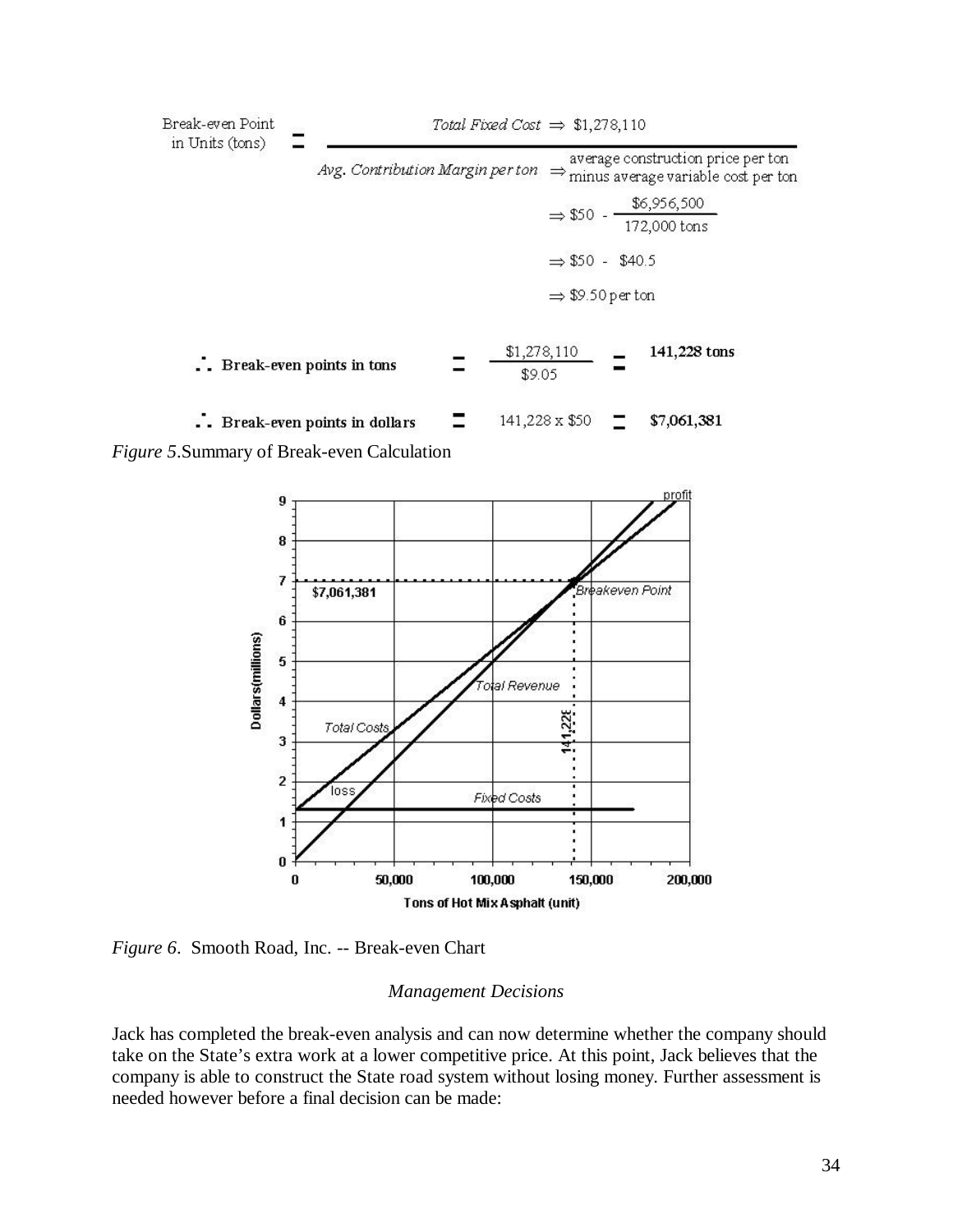$$\text{Break-even Point in Units (tons)} = \frac{\textit{Total Fixed Cost} \Rightarrow \$1{,}278{,}110}{\textit{Avg. Contribution Margin per ton}}$$

$$\textit{Avg. Contribution Margin per ton} \Rightarrow \text{average construction price per ton minus average variable cost per ton}$$

$$\Rightarrow \$50 - \frac{\$6{,}956{,}500}{172{,}000 \text{ tons}}$$

$$\Rightarrow \$50 - \$40.5$$

$$\Rightarrow \$9.50 \text{ per ton}$$

$$\therefore \textbf{Break-even points in tons} = \frac{\$1{,}278{,}110}{\$9.05} = \textbf{141,228 tons}$$

$$\therefore \textbf{Break-even points in dollars} = 141{,}228 \times \$50 = \textbf{\$7,061,381}$$

*Figure 5*.Summary of Break-even Calculation

*Figure 6*. Smooth Road, Inc. -- Break-even Chart

*Management Decisions*

Jack has completed the break-even analysis and can now determine whether the company should take on the State's extra work at a lower competitive price. At this point, Jack believes that the company is able to construct the State road system without losing money. Further assessment is needed however before a final decision can be made: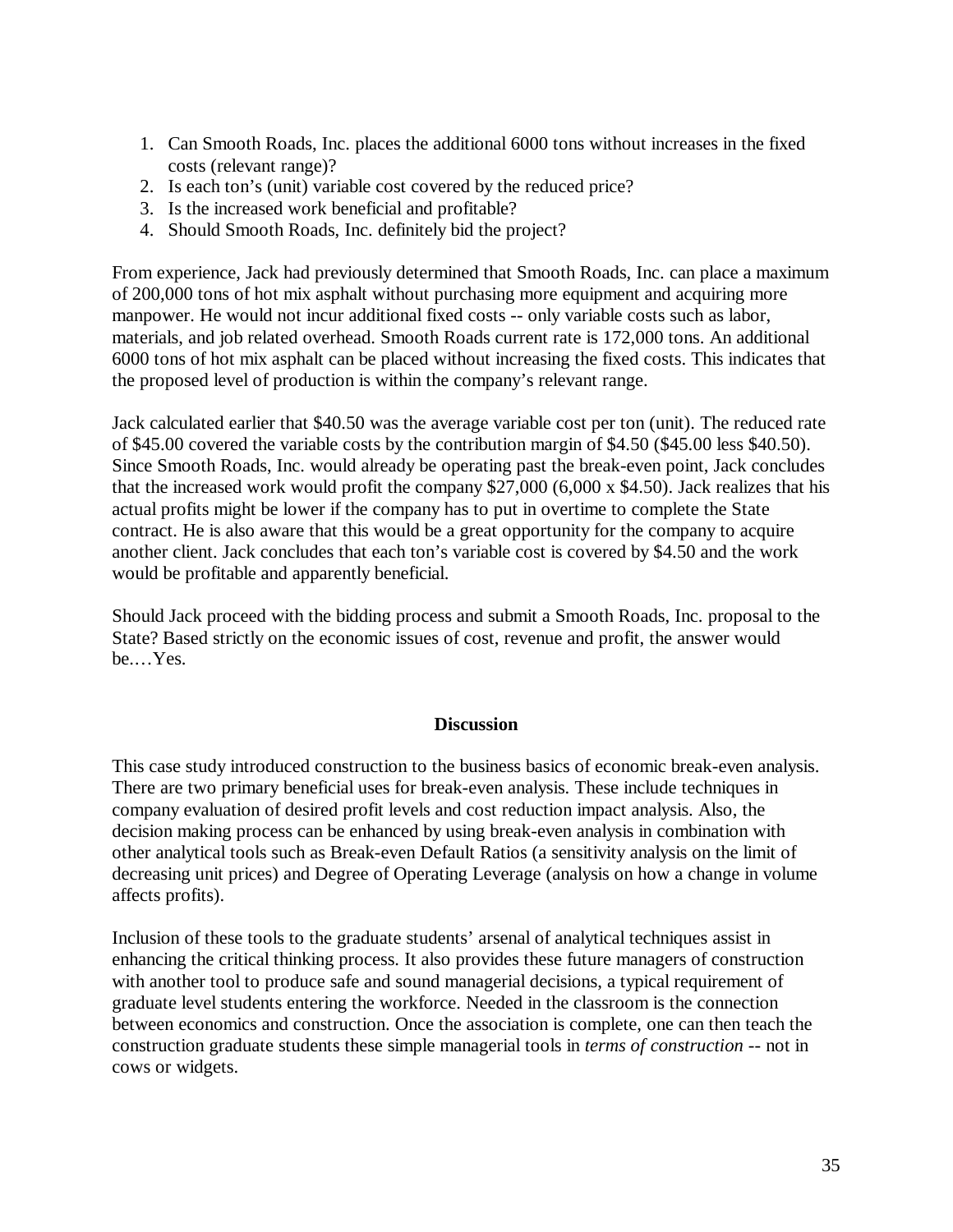1. Can Smooth Roads, Inc. places the additional 6000 tons without increases in the fixed costs (relevant range)?
2. Is each ton's (unit) variable cost covered by the reduced price?
3. Is the increased work beneficial and profitable?
4. Should Smooth Roads, Inc. definitely bid the project?

From experience, Jack had previously determined that Smooth Roads, Inc. can place a maximum of 200,000 tons of hot mix asphalt without purchasing more equipment and acquiring more manpower. He would not incur additional fixed costs -- only variable costs such as labor, materials, and job related overhead. Smooth Roads current rate is 172,000 tons. An additional 6000 tons of hot mix asphalt can be placed without increasing the fixed costs. This indicates that the proposed level of production is within the company's relevant range.

Jack calculated earlier that $40.50 was the average variable cost per ton (unit). The reduced rate of $45.00 covered the variable costs by the contribution margin of $4.50 ($45.00 less $40.50). Since Smooth Roads, Inc. would already be operating past the break-even point, Jack concludes that the increased work would profit the company $27,000 (6,000 x $4.50). Jack realizes that his actual profits might be lower if the company has to put in overtime to complete the State contract. He is also aware that this would be a great opportunity for the company to acquire another client. Jack concludes that each ton's variable cost is covered by $4.50 and the work would be profitable and apparently beneficial.

Should Jack proceed with the bidding process and submit a Smooth Roads, Inc. proposal to the State? Based strictly on the economic issues of cost, revenue and profit, the answer would be.…Yes.

## Discussion

This case study introduced construction to the business basics of economic break-even analysis. There are two primary beneficial uses for break-even analysis. These include techniques in company evaluation of desired profit levels and cost reduction impact analysis. Also, the decision making process can be enhanced by using break-even analysis in combination with other analytical tools such as Break-even Default Ratios (a sensitivity analysis on the limit of decreasing unit prices) and Degree of Operating Leverage (analysis on how a change in volume affects profits).

Inclusion of these tools to the graduate students' arsenal of analytical techniques assist in enhancing the critical thinking process. It also provides these future managers of construction with another tool to produce safe and sound managerial decisions, a typical requirement of graduate level students entering the workforce. Needed in the classroom is the connection between economics and construction. Once the association is complete, one can then teach the construction graduate students these simple managerial tools in *terms of construction* -- not in cows or widgets.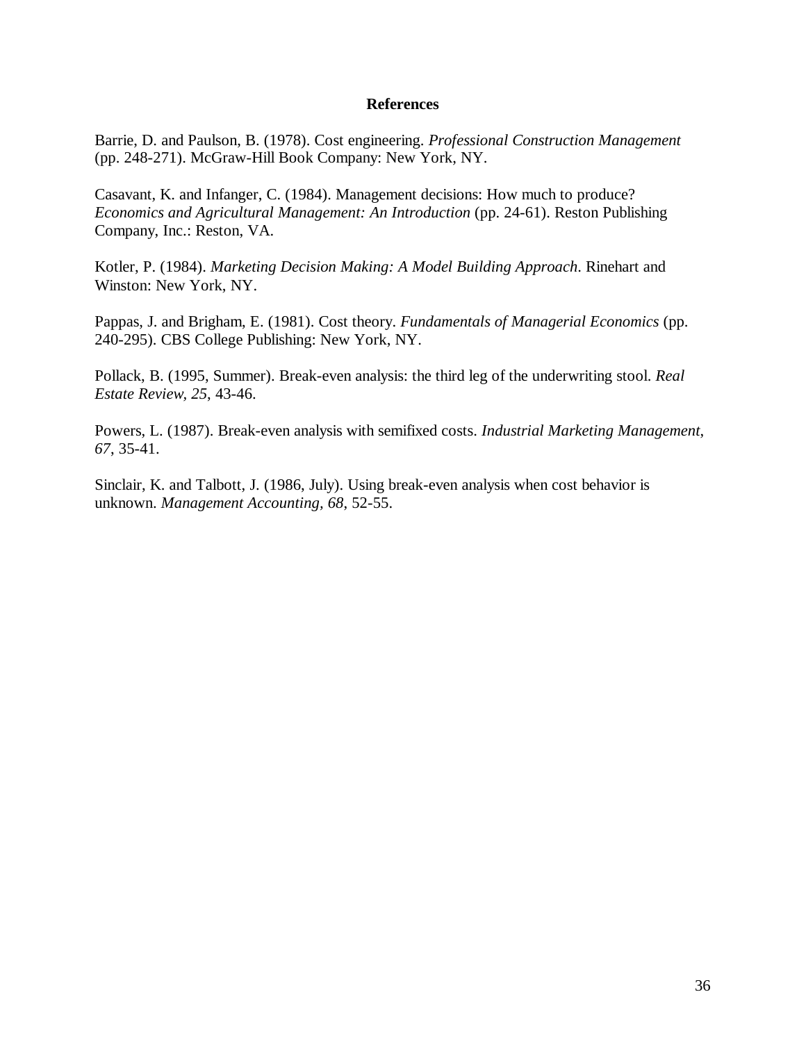## References

Barrie, D. and Paulson, B. (1978). Cost engineering. *Professional Construction Management* (pp. 248-271). McGraw-Hill Book Company: New York, NY.

Casavant, K. and Infanger, C. (1984). Management decisions: How much to produce? *Economics and Agricultural Management: An Introduction* (pp. 24-61). Reston Publishing Company, Inc.: Reston, VA.

Kotler, P. (1984). *Marketing Decision Making: A Model Building Approach*. Rinehart and Winston: New York, NY.

Pappas, J. and Brigham, E. (1981). Cost theory. *Fundamentals of Managerial Economics* (pp. 240-295). CBS College Publishing: New York, NY.

Pollack, B. (1995, Summer). Break-even analysis: the third leg of the underwriting stool. *Real Estate Review, 25*, 43-46.

Powers, L. (1987). Break-even analysis with semifixed costs. *Industrial Marketing Management, 67*, 35-41.

Sinclair, K. and Talbott, J. (1986, July). Using break-even analysis when cost behavior is unknown. *Management Accounting, 68*, 52-55.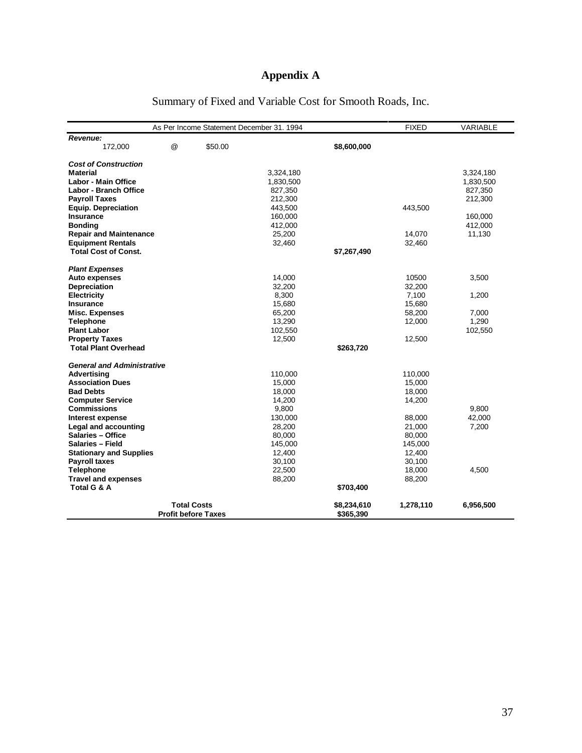# Appendix A

Summary of Fixed and Variable Cost for Smooth Roads, Inc.

| As Per Income Statement December 31. 1994 | | | | | FIXED | VARIABLE |
|---|---|---|---|---|---|---|
| ***Revenue:*** | | | | | | |
| 172,000 | @ | $50.00 | | **$8,600,000** | | |
| ***Cost of Construction*** | | | | | | |
| **Material** | | | 3,324,180 | | | 3,324,180 |
| **Labor - Main Office** | | | 1,830,500 | | | 1,830,500 |
| **Labor - Branch Office** | | | 827,350 | | | 827,350 |
| **Payroll Taxes** | | | 212,300 | | | 212,300 |
| **Equip. Depreciation** | | | 443,500 | | 443,500 | |
| **Insurance** | | | 160,000 | | | 160,000 |
| **Bonding** | | | 412,000 | | | 412,000 |
| **Repair and Maintenance** | | | 25,200 | | 14,070 | 11,130 |
| **Equipment Rentals** | | | 32,460 | | 32,460 | |
| **Total Cost of Const.** | | | | **$7,267,490** | | |
| ***Plant Expenses*** | | | | | | |
| **Auto expenses** | | | 14,000 | | 10500 | 3,500 |
| **Depreciation** | | | 32,200 | | 32,200 | |
| **Electricity** | | | 8,300 | | 7,100 | 1,200 |
| **Insurance** | | | 15,680 | | 15,680 | |
| **Misc. Expenses** | | | 65,200 | | 58,200 | 7,000 |
| **Telephone** | | | 13,290 | | 12,000 | 1,290 |
| **Plant Labor** | | | 102,550 | | | 102,550 |
| **Property Taxes** | | | 12,500 | | 12,500 | |
| **Total Plant Overhead** | | | | **$263,720** | | |
| ***General and Administrative*** | | | | | | |
| **Advertising** | | | 110,000 | | 110,000 | |
| **Association Dues** | | | 15,000 | | 15,000 | |
| **Bad Debts** | | | 18,000 | | 18,000 | |
| **Computer Service** | | | 14,200 | | 14,200 | |
| **Commissions** | | | 9,800 | | | 9,800 |
| **Interest expense** | | | 130,000 | | 88,000 | 42,000 |
| **Legal and accounting** | | | 28,200 | | 21,000 | 7,200 |
| **Salaries – Office** | | | 80,000 | | 80,000 | |
| **Salaries – Field** | | | 145,000 | | 145,000 | |
| **Stationary and Supplies** | | | 12,400 | | 12,400 | |
| **Payroll taxes** | | | 30,100 | | 30,100 | |
| **Telephone** | | | 22,500 | | 18,000 | 4,500 |
| **Travel and expenses** | | | 88,200 | | 88,200 | |
| **Total G & A** | | | | **$703,400** | | |
| **Total Costs** | | | | **$8,234,610** | **1,278,110** | **6,956,500** |
| **Profit before Taxes** | | | | **$365,390** | | |